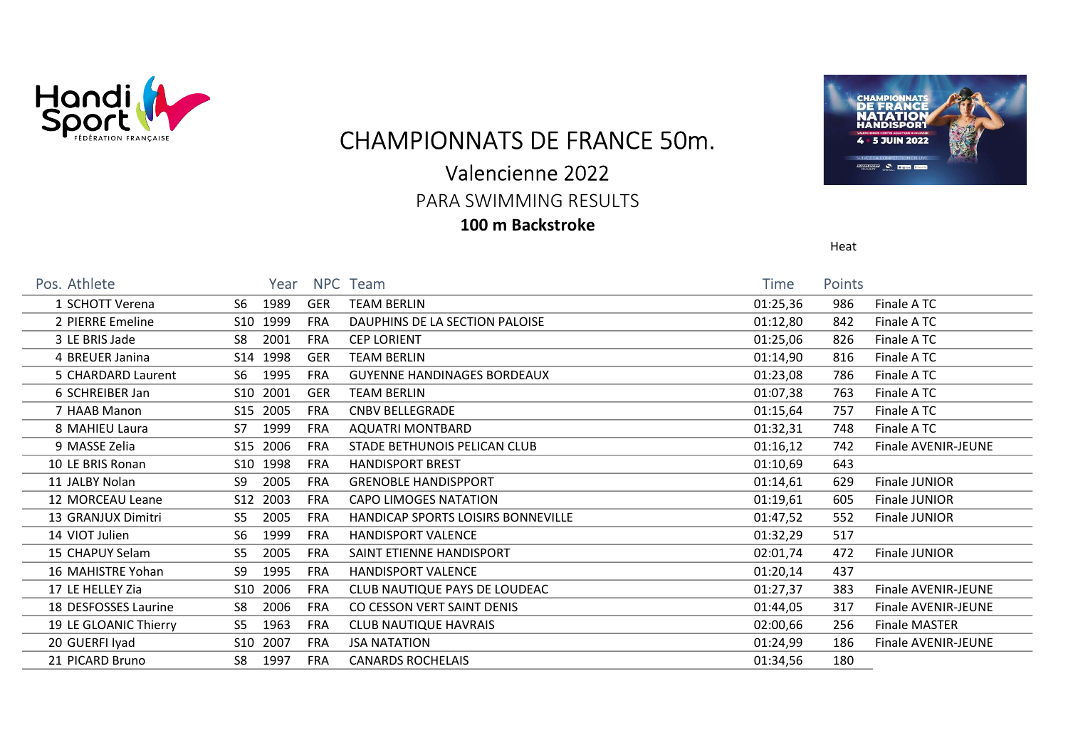# CHAMPIONNATS DE FRANCE 50m.

## Valencienne 2022

### PARA SWIMMING RESULTS

**100 m Backstroke**

Heat

| Pos. | Athlete | | Year | NPC | Team | Time | Points | |
|---|---|---|---|---|---|---|---|---|
| 1 | SCHOTT Verena | S6 | 1989 | GER | TEAM BERLIN | 01:25,36 | 986 | Finale A TC |
| 2 | PIERRE Emeline | S10 | 1999 | FRA | DAUPHINS DE LA SECTION PALOISE | 01:12,80 | 842 | Finale A TC |
| 3 | LE BRIS Jade | S8 | 2001 | FRA | CEP LORIENT | 01:25,06 | 826 | Finale A TC |
| 4 | BREUER Janina | S14 | 1998 | GER | TEAM BERLIN | 01:14,90 | 816 | Finale A TC |
| 5 | CHARDARD Laurent | S6 | 1995 | FRA | GUYENNE HANDINAGES BORDEAUX | 01:23,08 | 786 | Finale A TC |
| 6 | SCHREIBER Jan | S10 | 2001 | GER | TEAM BERLIN | 01:07,38 | 763 | Finale A TC |
| 7 | HAAB Manon | S15 | 2005 | FRA | CNBV BELLEGRADE | 01:15,64 | 757 | Finale A TC |
| 8 | MAHIEU Laura | S7 | 1999 | FRA | AQUATRI MONTBARD | 01:32,31 | 748 | Finale A TC |
| 9 | MASSE Zelia | S15 | 2006 | FRA | STADE BETHUNOIS PELICAN CLUB | 01:16,12 | 742 | Finale AVENIR-JEUNE |
| 10 | LE BRIS Ronan | S10 | 1998 | FRA | HANDISPORT BREST | 01:10,69 | 643 | |
| 11 | JALBY Nolan | S9 | 2005 | FRA | GRENOBLE HANDISPPORT | 01:14,61 | 629 | Finale JUNIOR |
| 12 | MORCEAU Leane | S12 | 2003 | FRA | CAPO LIMOGES NATATION | 01:19,61 | 605 | Finale JUNIOR |
| 13 | GRANJUX Dimitri | S5 | 2005 | FRA | HANDICAP SPORTS LOISIRS BONNEVILLE | 01:47,52 | 552 | Finale JUNIOR |
| 14 | VIOT Julien | S6 | 1999 | FRA | HANDISPORT VALENCE | 01:32,29 | 517 | |
| 15 | CHAPUY Selam | S5 | 2005 | FRA | SAINT ETIENNE HANDISPORT | 02:01,74 | 472 | Finale JUNIOR |
| 16 | MAHISTRE Yohan | S9 | 1995 | FRA | HANDISPORT VALENCE | 01:20,14 | 437 | |
| 17 | LE HELLEY Zia | S10 | 2006 | FRA | CLUB NAUTIQUE PAYS DE LOUDEAC | 01:27,37 | 383 | Finale AVENIR-JEUNE |
| 18 | DESFOSSES Laurine | S8 | 2006 | FRA | CO CESSON VERT SAINT DENIS | 01:44,05 | 317 | Finale AVENIR-JEUNE |
| 19 | LE GLOANIC Thierry | S5 | 1963 | FRA | CLUB NAUTIQUE HAVRAIS | 02:00,66 | 256 | Finale MASTER |
| 20 | GUERFI Iyad | S10 | 2007 | FRA | JSA NATATION | 01:24,99 | 186 | Finale AVENIR-JEUNE |
| 21 | PICARD Bruno | S8 | 1997 | FRA | CANARDS ROCHELAIS | 01:34,56 | 180 | |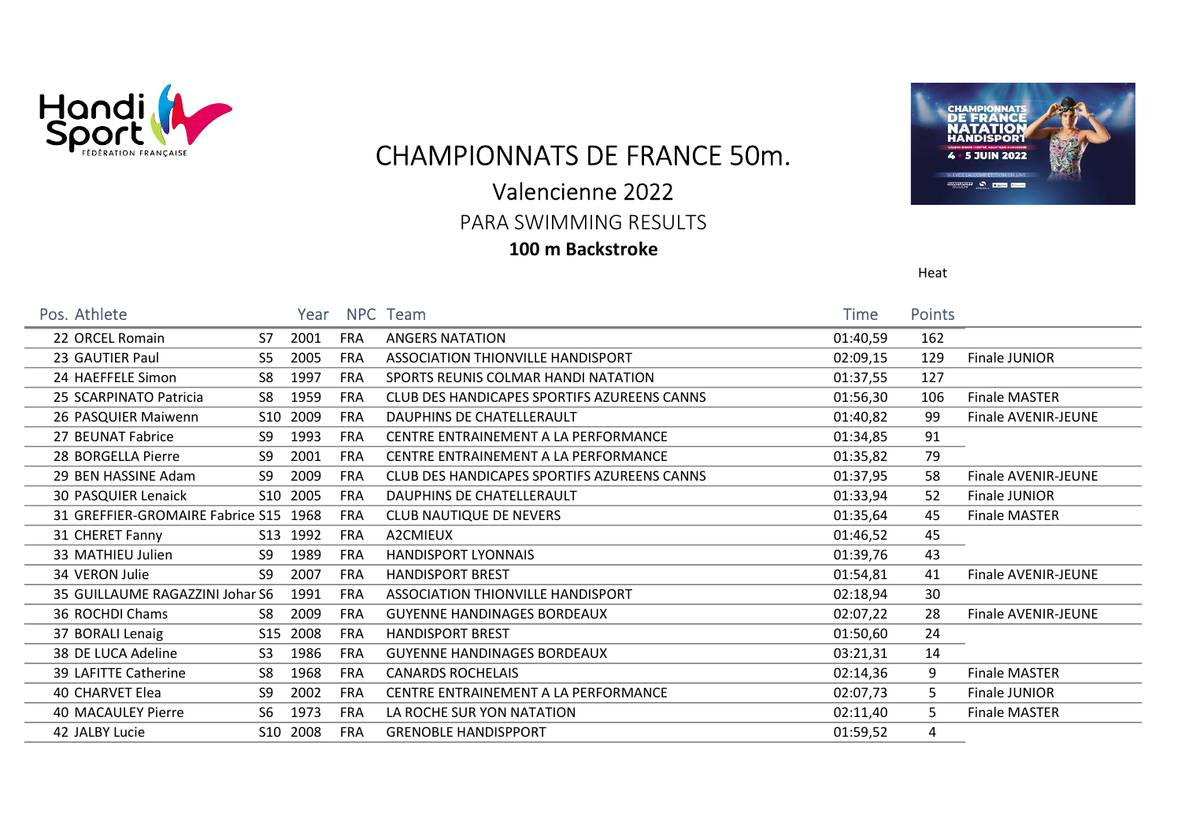# CHAMPIONNATS DE FRANCE 50m.

## Valencienne 2022

### PARA SWIMMING RESULTS

**100 m Backstroke**

Heat

| Pos. | Athlete | | Year | NPC | Team | Time | Points | |
|---|---|---|---|---|---|---|---|---|
| 22 | ORCEL Romain | S7 | 2001 | FRA | ANGERS NATATION | 01:40,59 | 162 | |
| 23 | GAUTIER Paul | S5 | 2005 | FRA | ASSOCIATION THIONVILLE HANDISPORT | 02:09,15 | 129 | Finale JUNIOR |
| 24 | HAEFFELE Simon | S8 | 1997 | FRA | SPORTS REUNIS COLMAR HANDI NATATION | 01:37,55 | 127 | |
| 25 | SCARPINATO Patricia | S8 | 1959 | FRA | CLUB DES HANDICAPES SPORTIFS AZUREENS CANNS | 01:56,30 | 106 | Finale MASTER |
| 26 | PASQUIER Maiwenn | S10 | 2009 | FRA | DAUPHINS DE CHATELLERAULT | 01:40,82 | 99 | Finale AVENIR-JEUNE |
| 27 | BEUNAT Fabrice | S9 | 1993 | FRA | CENTRE ENTRAINEMENT A LA PERFORMANCE | 01:34,85 | 91 | |
| 28 | BORGELLA Pierre | S9 | 2001 | FRA | CENTRE ENTRAINEMENT A LA PERFORMANCE | 01:35,82 | 79 | |
| 29 | BEN HASSINE Adam | S9 | 2009 | FRA | CLUB DES HANDICAPES SPORTIFS AZUREENS CANNS | 01:37,95 | 58 | Finale AVENIR-JEUNE |
| 30 | PASQUIER Lenaick | S10 | 2005 | FRA | DAUPHINS DE CHATELLERAULT | 01:33,94 | 52 | Finale JUNIOR |
| 31 | GREFFIER-GROMAIRE Fabrice | S15 | 1968 | FRA | CLUB NAUTIQUE DE NEVERS | 01:35,64 | 45 | Finale MASTER |
| 31 | CHERET Fanny | S13 | 1992 | FRA | A2CMIEUX | 01:46,52 | 45 | |
| 33 | MATHIEU Julien | S9 | 1989 | FRA | HANDISPORT LYONNAIS | 01:39,76 | 43 | |
| 34 | VERON Julie | S9 | 2007 | FRA | HANDISPORT BREST | 01:54,81 | 41 | Finale AVENIR-JEUNE |
| 35 | GUILLAUME RAGAZZINI Johar | S6 | 1991 | FRA | ASSOCIATION THIONVILLE HANDISPORT | 02:18,94 | 30 | |
| 36 | ROCHDI Chams | S8 | 2009 | FRA | GUYENNE HANDINAGES BORDEAUX | 02:07,22 | 28 | Finale AVENIR-JEUNE |
| 37 | BORALI Lenaig | S15 | 2008 | FRA | HANDISPORT BREST | 01:50,60 | 24 | |
| 38 | DE LUCA Adeline | S3 | 1986 | FRA | GUYENNE HANDINAGES BORDEAUX | 03:21,31 | 14 | |
| 39 | LAFITTE Catherine | S8 | 1968 | FRA | CANARDS ROCHELAIS | 02:14,36 | 9 | Finale MASTER |
| 40 | CHARVET Elea | S9 | 2002 | FRA | CENTRE ENTRAINEMENT A LA PERFORMANCE | 02:07,73 | 5 | Finale JUNIOR |
| 40 | MACAULEY Pierre | S6 | 1973 | FRA | LA ROCHE SUR YON NATATION | 02:11,40 | 5 | Finale MASTER |
| 42 | JALBY Lucie | S10 | 2008 | FRA | GRENOBLE HANDISPPORT | 01:59,52 | 4 | |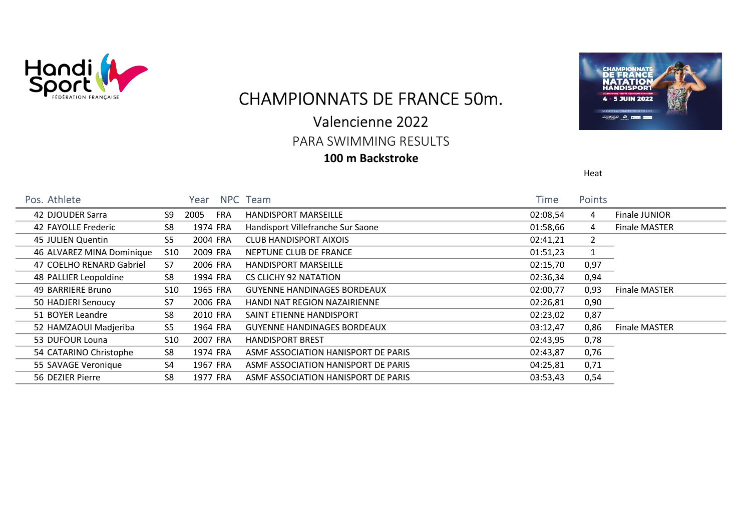# CHAMPIONNATS DE FRANCE 50m.

## Valencienne 2022

### PARA SWIMMING RESULTS

**100 m Backstroke**

Heat

| Pos. | Athlete | | Year | NPC | Team | Time | Points | |
|---|---|---|---|---|---|---|---|---|
| 42 | DJOUDER Sarra | S9 | 2005 | FRA | HANDISPORT MARSEILLE | 02:08,54 | 4 | Finale JUNIOR |
| 42 | FAYOLLE Frederic | S8 | 1974 | FRA | Handisport Villefranche Sur Saone | 01:58,66 | 4 | Finale MASTER |
| 45 | JULIEN Quentin | S5 | 2004 | FRA | CLUB HANDISPORT AIXOIS | 02:41,21 | 2 | |
| 46 | ALVAREZ MINA Dominique | S10 | 2009 | FRA | NEPTUNE CLUB DE FRANCE | 01:51,23 | 1 | |
| 47 | COELHO RENARD Gabriel | S7 | 2006 | FRA | HANDISPORT MARSEILLE | 02:15,70 | 0,97 | |
| 48 | PALLIER Leopoldine | S8 | 1994 | FRA | CS CLICHY 92 NATATION | 02:36,34 | 0,94 | |
| 49 | BARRIERE Bruno | S10 | 1965 | FRA | GUYENNE HANDINAGES BORDEAUX | 02:00,77 | 0,93 | Finale MASTER |
| 50 | HADJERI Senoucy | S7 | 2006 | FRA | HANDI NAT REGION NAZAIRIENNE | 02:26,81 | 0,90 | |
| 51 | BOYER Leandre | S8 | 2010 | FRA | SAINT ETIENNE HANDISPORT | 02:23,02 | 0,87 | |
| 52 | HAMZAOUI Madjeriba | S5 | 1964 | FRA | GUYENNE HANDINAGES BORDEAUX | 03:12,47 | 0,86 | Finale MASTER |
| 53 | DUFOUR Louna | S10 | 2007 | FRA | HANDISPORT BREST | 02:43,95 | 0,78 | |
| 54 | CATARINO Christophe | S8 | 1974 | FRA | ASMF ASSOCIATION HANISPORT DE PARIS | 02:43,87 | 0,76 | |
| 55 | SAVAGE Veronique | S4 | 1967 | FRA | ASMF ASSOCIATION HANISPORT DE PARIS | 04:25,81 | 0,71 | |
| 56 | DEZIER Pierre | S8 | 1977 | FRA | ASMF ASSOCIATION HANISPORT DE PARIS | 03:53,43 | 0,54 | |